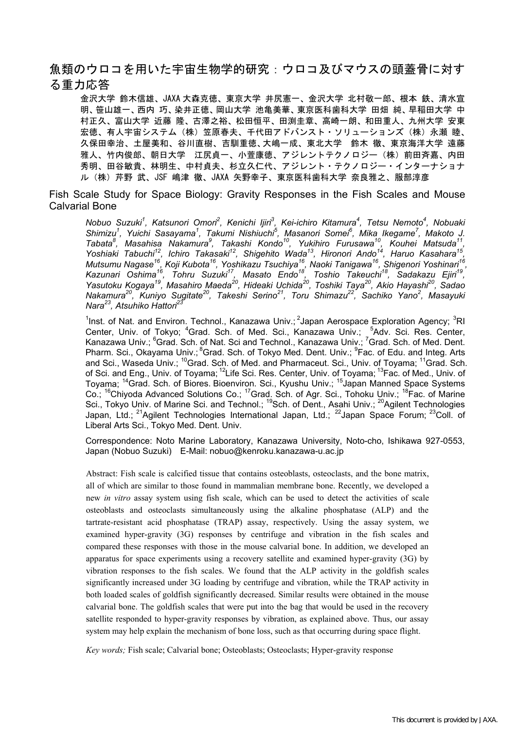# 魚類のウロコを用いた宇宙生物学的研究：ウロコ及びマウスの頭蓋骨に対する重力応答

金沢大学 鈴木信雄、JAXA 大森克徳、東京大学 井尻憲一、金沢大学 北村敬一郎、根本 鉄、清水宣明、笹山雄一、西内 巧、染井正徳、岡山大学 池亀美華、東京医科歯科大学 田畑 純、早稲田大学 中村正久、富山大学 近藤 隆、古澤之裕、松田恒平、田渕圭章、高崎一朗、和田重人、九州大学 安東宏徳、有人宇宙システム（株）笠原春夫、千代田アドバンスト・ソリューションズ（株）永瀬 睦、久保田幸治、土屋美和、谷川直樹、吉馴重徳、大嶋一成、東北大学　鈴木 徹、東京海洋大学 遠藤雅人、竹内俊郎、朝日大学　江尻貞一、小萱康徳、アジレントテクノロジー（株）前田斉嘉、内田秀明、田谷敏貴、林明生、中村貞夫、杉立久仁代、アジレント・テクノロジー・インターナショナル（株）芹野 武、JSF 嶋津 徹、JAXA 矢野幸子、東京医科歯科大学 奈良雅之、服部淳彦

## Fish Scale Study for Space Biology: Gravity Responses in the Fish Scales and Mouse Calvarial Bone

*Nobuo Suzuki[1], Katsunori Omori[2], Kenichi Ijiri[3], Kei-ichiro Kitamura[4], Tetsu Nemoto[4], Nobuaki Shimizu[1], Yuichi Sasayama[1], Takumi Nishiuchi[5], Masanori Somei[6], Mika Ikegame[7], Makoto J. Tabata[8], Masahisa Nakamura[9], Takashi Kondo[10], Yukihiro Furusawa[10], Kouhei Matsuda[11], Yoshiaki Tabuchi[12], Ichiro Takasaki[12], Shigehito Wada[13], Hironori Ando[14], Haruo Kasahara[15], Mutsumu Nagase[16], Koji Kubota[16], Yoshikazu Tsuchiya[16], Naoki Tanigawa[16], Shigenori Yoshinari[16], Kazunari Oshima[16], Tohru Suzuki[17], Masato Endo[18], Toshio Takeuchi[18], Sadakazu Ejiri[19], Yasutoku Kogaya[19], Masahiro Maeda[20], Hideaki Uchida[20], Toshiki Taya[20], Akio Hayashi[20], Sadao Nakamura[20], Kuniyo Sugitate[20], Takeshi Serino[21], Toru Shimazu[22], Sachiko Yano[2], Masayuki Nara[23], Atsuhiko Hattori[23]*

[1]Inst. of Nat. and Environ. Technol., Kanazawa Univ.; [2]Japan Aerospace Exploration Agency; [3]RI Center, Univ. of Tokyo; [4]Grad. Sch. of Med. Sci., Kanazawa Univ.; [5]Adv. Sci. Res. Center, Kanazawa Univ.; [6]Grad. Sch. of Nat. Sci and Technol., Kanazawa Univ.; [7]Grad. Sch. of Med. Dent. Pharm. Sci., Okayama Univ.; [8]Grad. Sch. of Tokyo Med. Dent. Univ.; [9]Fac. of Edu. and Integ. Arts and Sci., Waseda Univ.; [10]Grad. Sch. of Med. and Pharmaceut. Sci., Univ. of Toyama; [11]Grad. Sch. of Sci. and Eng., Univ. of Toyama; [12]Life Sci. Res. Center, Univ. of Toyama; [13]Fac. of Med., Univ. of Toyama; [14]Grad. Sch. of Biores. Bioenviron. Sci., Kyushu Univ.; [15]Japan Manned Space Systems Co.; [16]Chiyoda Advanced Solutions Co.; [17]Grad. Sch. of Agr. Sci., Tohoku Univ.; [18]Fac. of Marine Sci., Tokyo Univ. of Marine Sci. and Technol.; [19]Sch. of Dent., Asahi Univ.; [20]Agilent Technologies Japan, Ltd.; [21]Agilent Technologies International Japan, Ltd.; [22]Japan Space Forum; [23]Coll. of Liberal Arts Sci., Tokyo Med. Dent. Univ.

Correspondence: Noto Marine Laboratory, Kanazawa University, Noto-cho, Ishikawa 927-0553, Japan (Nobuo Suzuki) E-Mail: nobuo@kenroku.kanazawa-u.ac.jp

Abstract: Fish scale is calcified tissue that contains osteoblasts, osteoclasts, and the bone matrix, all of which are similar to those found in mammalian membrane bone. Recently, we developed a new *in vitro* assay system using fish scale, which can be used to detect the activities of scale osteoblasts and osteoclasts simultaneously using the alkaline phosphatase (ALP) and the tartrate-resistant acid phosphatase (TRAP) assay, respectively. Using the assay system, we examined hyper-gravity (3G) responses by centrifuge and vibration in the fish scales and compared these responses with those in the mouse calvarial bone. In addition, we developed an apparatus for space experiments using a recovery satellite and examined hyper-gravity (3G) by vibration responses to the fish scales. We found that the ALP activity in the goldfish scales significantly increased under 3G loading by centrifuge and vibration, while the TRAP activity in both loaded scales of goldfish significantly decreased. Similar results were obtained in the mouse calvarial bone. The goldfish scales that were put into the bag that would be used in the recovery satellite responded to hyper-gravity responses by vibration, as explained above. Thus, our assay system may help explain the mechanism of bone loss, such as that occurring during space flight.

*Key words;* Fish scale; Calvarial bone; Osteoblasts; Osteoclasts; Hyper-gravity response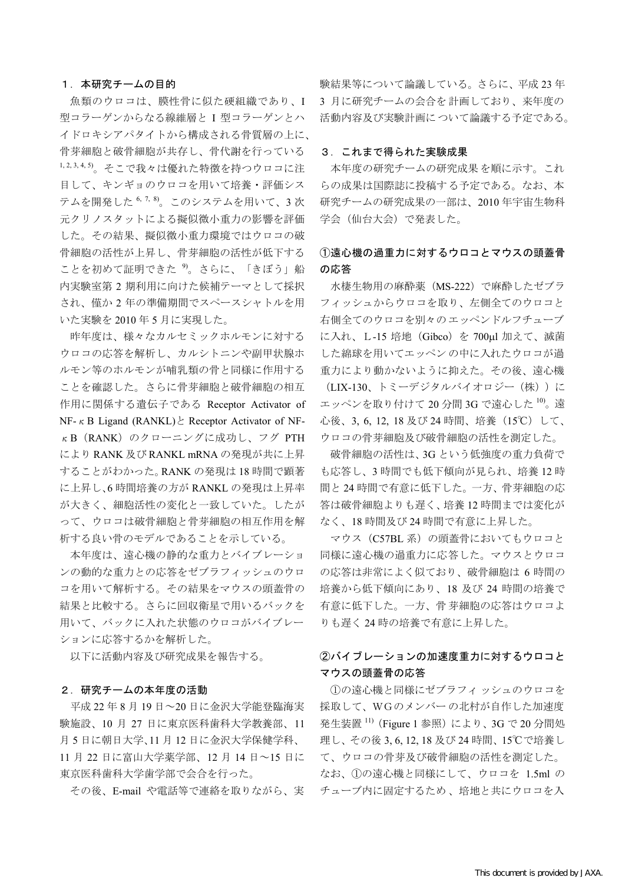## 1．本研究チームの目的

魚類のウロコは、膜性骨に似た硬組織であり、I 型コラーゲンからなる線維層と I 型コラーゲンとハイドロキシアパタイトから構成される骨質層の上に、骨芽細胞と破骨細胞が共存し、骨代謝を行っている [1, 2, 3, 4, 5]。そこで我々は優れた特徴を持つウロコに注目して、キンギョのウロコを用いて培養・評価システムを開発した [6, 7, 8]。このシステムを用いて、3 次元クリノスタットによる擬似微小重力の影響を評価した。その結果、擬似微小重力環境ではウロコの破骨細胞の活性が上昇し、骨芽細胞の活性が低下することを初めて証明できた [9]。さらに、「きぼう」船内実験室第 2 期利用に向けた候補テーマとして採択され、僅か 2 年の準備期間でスペースシャトルを用いた実験を 2010 年 5 月に実現した。

昨年度は、様々なカルセミックホルモンに対するウロコの応答を解析し、カルシトニンや副甲状腺ホルモン等のホルモンが哺乳類の骨と同様に作用することを確認した。さらに骨芽細胞と破骨細胞の相互作用に関係する遺伝子である Receptor Activator of NF-κB Ligand (RANKL)と Receptor Activator of NF-κB（RANK）のクローニングに成功し、フグ PTH により RANK 及び RANKL mRNA の発現が共に上昇することがわかった。RANK の発現は 18 時間で顕著に上昇し、6 時間培養の方が RANKL の発現は上昇率が大きく、細胞活性の変化と一致していた。したがって、ウロコは破骨細胞と骨芽細胞の相互作用を解析する良い骨のモデルであることを示している。

本年度は、遠心機の静的な重力とバイブレーションの動的な重力との応答をゼブラフィッシュのウロコを用いて解析する。その結果をマウスの頭蓋骨の結果と比較する。さらに回収衛星で用いるバックを用いて、バックに入れた状態のウロコがバイブレーションに応答するかを解析した。

以下に活動内容及び研究成果を報告する。

## 2．研究チームの本年度の活動

平成 22 年 8 月 19 日～20 日に金沢大学能登臨海実験施設、10 月 27 日に東京医科歯科大学教養部、11 月 5 日に朝日大学、11 月 12 日に金沢大学保健学科、11 月 22 日に富山大学薬学部、12 月 14 日～15 日に東京医科歯科大学歯学部で会合を行った。

その後、E-mail や電話等で連絡を取りながら、実験結果等について論議している。さらに、平成 23 年 3 月に研究チームの会合を計画しており、来年度の活動内容及び実験計画について論議する予定である。

## 3．これまで得られた実験成果

本年度の研究チームの研究成果を順に示す。これらの成果は国際誌に投稿する予定である。なお、本研究チームの研究成果の一部は、2010 年宇宙生物科学会（仙台大会）で発表した。

### ①遠心機の過重力に対するウロコとマウスの頭蓋骨の応答

水棲生物用の麻酔薬（MS-222）で麻酔したゼブラフィッシュからウロコを取り、左側全てのウロコと右側全てのウロコを別々のエッペンドルフチューブに入れ、L-15 培地（Gibco）を 700μl 加えて、滅菌した綿球を用いてエッペンの中に入れたウロコが過重力により動かないように抑えた。その後、遠心機（LIX-130、トミーデジタルバイオロジー（株））にエッペンを取り付けて 20 分間 3G で遠心した [10]。遠心後、3, 6, 12, 18 及び 24 時間、培養（15℃）して、ウロコの骨芽細胞及び破骨細胞の活性を測定した。

破骨細胞の活性は、3G という低強度の重力負荷でも応答し、3 時間でも低下傾向が見られ、培養 12 時間と 24 時間で有意に低下した。一方、骨芽細胞の応答は破骨細胞よりも遅く、培養 12 時間までは変化がなく、18 時間及び 24 時間で有意に上昇した。

マウス（C57BL 系）の頭蓋骨においてもウロコと同様に遠心機の過重力に応答した。マウスとウロコの応答は非常によく似ており、破骨細胞は 6 時間の培養から低下傾向にあり、18 及び 24 時間の培養で有意に低下した。一方、骨芽細胞の応答はウロコよりも遅く 24 時の培養で有意に上昇した。

### ②バイブレーションの加速度重力に対するウロコとマウスの頭蓋骨の応答

①の遠心機と同様にゼブラフィッシュのウロコを採取して、WG のメンバーの北村が自作した加速度発生装置 [11]（Figure 1 参照）により、3G で 20 分間処理し、その後 3, 6, 12, 18 及び 24 時間、15℃で培養して、ウロコの骨芽及び破骨細胞の活性を測定した。なお、①の遠心機と同様にして、ウロコを 1.5ml のチューブ内に固定するため、培地と共にウロコを入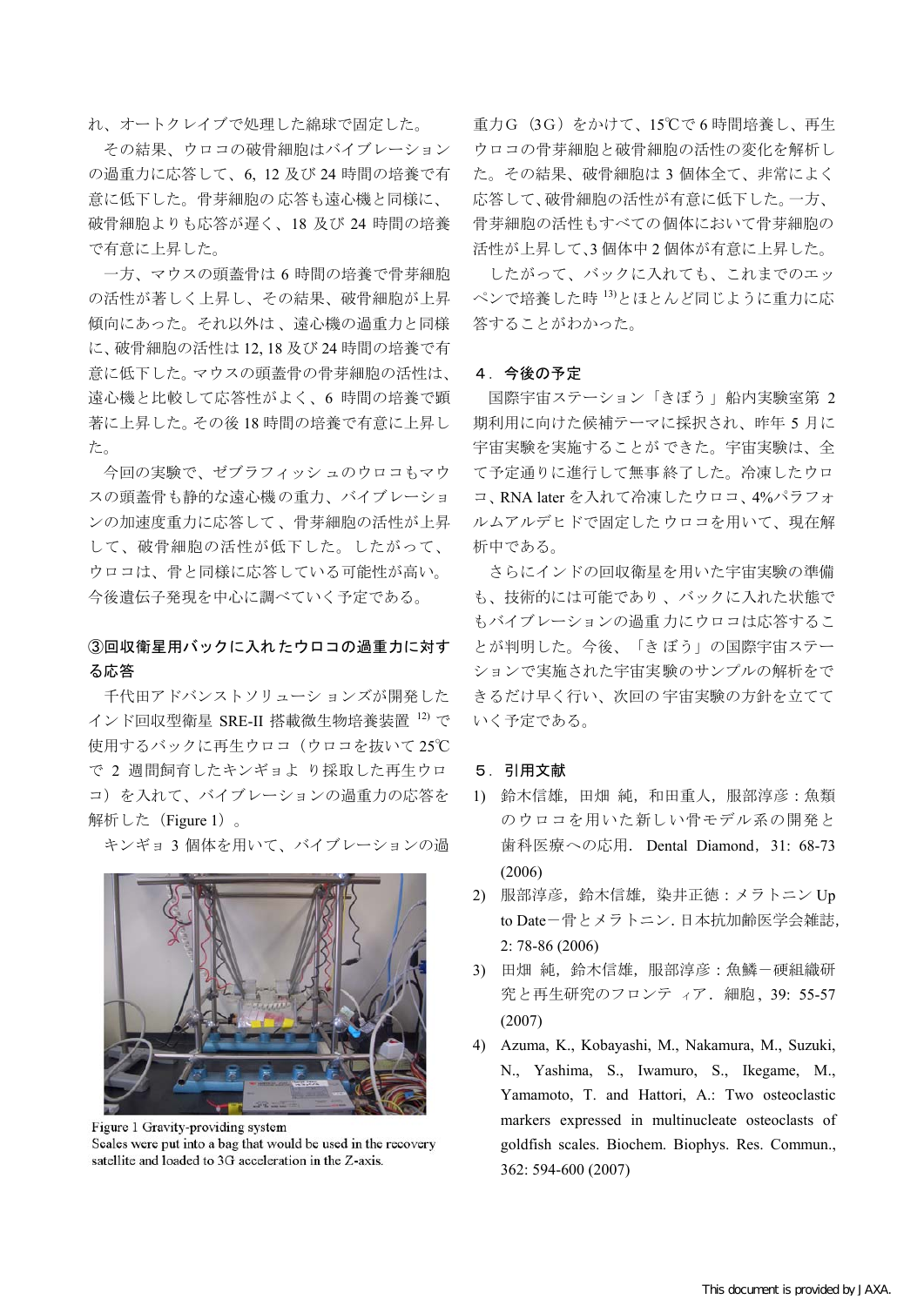れ、オートクレイブで処理した綿球で固定した。

その結果、ウロコの破骨細胞はバイブレーションの過重力に応答して、6, 12 及び 24 時間の培養で有意に低下した。骨芽細胞の応答も遠心機と同様に、破骨細胞よりも応答が遅く、18 及び 24 時間の培養で有意に上昇した。

一方、マウスの頭蓋骨は 6 時間の培養で骨芽細胞の活性が著しく上昇し、その結果、破骨細胞が上昇傾向にあった。それ以外は、遠心機の過重力と同様に、破骨細胞の活性は 12, 18 及び 24 時間の培養で有意に低下した。マウスの頭蓋骨の骨芽細胞の活性は、遠心機と比較して応答性がよく、6 時間の培養で顕著に上昇した。その後 18 時間の培養で有意に上昇した。

今回の実験で、ゼブラフィッシュのウロコもマウスの頭蓋骨も静的な遠心機の重力、バイブレーションの加速度重力に応答して、骨芽細胞の活性が上昇して、破骨細胞の活性が低下した。したがって、ウロコは、骨と同様に応答している可能性が高い。今後遺伝子発現を中心に調べていく予定である。

### ③回収衛星用バックに入れたウロコの過重力に対する応答

千代田アドバンストソリューションズが開発したインド回収型衛星 SRE-II 搭載微生物培養装置 [12] で使用するバックに再生ウロコ（ウロコを抜いて25℃で 2 週間飼育したキンギョより採取した再生ウロコ）を入れて、バイブレーションの過重力の応答を解析した（Figure 1）。

キンギョ 3 個体を用いて、バイブレーションの過重力G（3G）をかけて、15℃で 6 時間培養し、再生ウロコの骨芽細胞と破骨細胞の活性の変化を解析した。その結果、破骨細胞は 3 個体全て、非常によく応答して、破骨細胞の活性が有意に低下した。一方、骨芽細胞の活性もすべての個体において骨芽細胞の活性が上昇して、3 個体中 2 個体が有意に上昇した。

したがって、バックに入れても、これまでのエッペンで培養した時 [13] とほとんど同じように重力に応答することがわかった。

Figure 1 Gravity-providing system
Scales were put into a bag that would be used in the recovery satellite and loaded to 3G acceleration in the Z-axis.

## 4．今後の予定

国際宇宙ステーション「きぼう」船内実験室第 2 期利用に向けた候補テーマに採択され、昨年 5 月に宇宙実験を実施することができた。宇宙実験は、全て予定通りに進行して無事終了した。冷凍したウロコ、RNA later を入れて冷凍したウロコ、4%パラフォルムアルデヒドで固定したウロコを用いて、現在解析中である。

さらにインドの回収衛星を用いた宇宙実験の準備も、技術的には可能であり、バックに入れた状態でもバイブレーションの過重力にウロコは応答することが判明した。今後、「きぼう」の国際宇宙ステーションで実施された宇宙実験のサンプルの解析をできるだけ早く行い、次回の宇宙実験の方針を立てていく予定である。

## 5．引用文献

1) 鈴木信雄，田畑 純，和田重人，服部淳彦：魚類のウロコを用いた新しい骨モデル系の開発と歯科医療への応用．Dental Diamond，31: 68-73 (2006)
2) 服部淳彦，鈴木信雄，染井正徳：メラトニン Up to Date－骨とメラトニン. 日本抗加齢医学会雑誌, 2: 78-86 (2006)
3) 田畑 純，鈴木信雄，服部淳彦：魚鱗－硬組織研究と再生研究のフロンティア．細胞，39: 55-57 (2007)
4) Azuma, K., Kobayashi, M., Nakamura, M., Suzuki, N., Yashima, S., Iwamuro, S., Ikegame, M., Yamamoto, T. and Hattori, A.: Two osteoclastic markers expressed in multinucleate osteoclasts of goldfish scales. Biochem. Biophys. Res. Commun., 362: 594-600 (2007)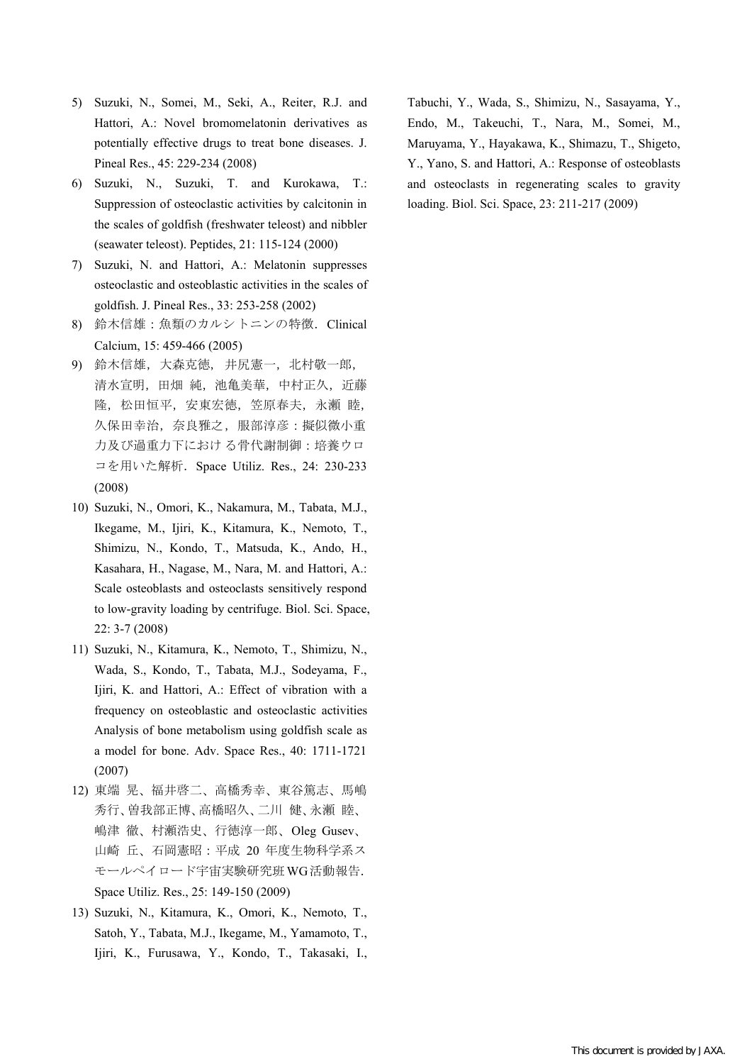5) Suzuki, N., Somei, M., Seki, A., Reiter, R.J. and Hattori, A.: Novel bromomelatonin derivatives as potentially effective drugs to treat bone diseases. J. Pineal Res., 45: 229-234 (2008)
6) Suzuki, N., Suzuki, T. and Kurokawa, T.: Suppression of osteoclastic activities by calcitonin in the scales of goldfish (freshwater teleost) and nibbler (seawater teleost). Peptides, 21: 115-124 (2000)
7) Suzuki, N. and Hattori, A.: Melatonin suppresses osteoclastic and osteoblastic activities in the scales of goldfish. J. Pineal Res., 33: 253-258 (2002)
8) 鈴木信雄：魚類のカルシトニンの特徴．Clinical Calcium, 15: 459-466 (2005)
9) 鈴木信雄，大森克徳，井尻憲一，北村敬一郎，清水宣明，田畑 純，池亀美華，中村正久，近藤隆，松田恒平，安東宏徳，笠原春夫，永瀬 睦，久保田幸治，奈良雅之，服部淳彦：擬似微小重力及び過重力下における骨代謝制御：培養ウロコを用いた解析．Space Utiliz. Res., 24: 230-233 (2008)
10) Suzuki, N., Omori, K., Nakamura, M., Tabata, M.J., Ikegame, M., Ijiri, K., Kitamura, K., Nemoto, T., Shimizu, N., Kondo, T., Matsuda, K., Ando, H., Kasahara, H., Nagase, M., Nara, M. and Hattori, A.: Scale osteoblasts and osteoclasts sensitively respond to low-gravity loading by centrifuge. Biol. Sci. Space, 22: 3-7 (2008)
11) Suzuki, N., Kitamura, K., Nemoto, T., Shimizu, N., Wada, S., Kondo, T., Tabata, M.J., Sodeyama, F., Ijiri, K. and Hattori, A.: Effect of vibration with a frequency on osteoblastic and osteoclastic activities Analysis of bone metabolism using goldfish scale as a model for bone. Adv. Space Res., 40: 1711-1721 (2007)
12) 東端 晃、福井啓二、高橋秀幸、東谷篤志、馬嶋秀行、曽我部正博、高橋昭久、二川 健、永瀬 睦、嶋津 徹、村瀬浩史、行徳淳一郎、Oleg Gusev、山崎 丘、石岡憲昭：平成 20 年度生物科学系スモールペイロード宇宙実験研究班WG活動報告．Space Utiliz. Res., 25: 149-150 (2009)
13) Suzuki, N., Kitamura, K., Omori, K., Nemoto, T., Satoh, Y., Tabata, M.J., Ikegame, M., Yamamoto, T., Ijiri, K., Furusawa, Y., Kondo, T., Takasaki, I., Tabuchi, Y., Wada, S., Shimizu, N., Sasayama, Y., Endo, M., Takeuchi, T., Nara, M., Somei, M., Maruyama, Y., Hayakawa, K., Shimazu, T., Shigeto, Y., Yano, S. and Hattori, A.: Response of osteoblasts and osteoclasts in regenerating scales to gravity loading. Biol. Sci. Space, 23: 211-217 (2009)